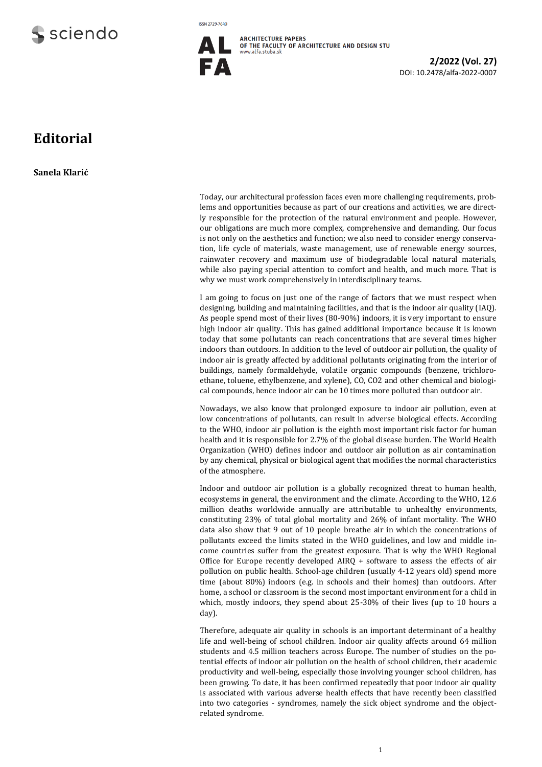# Editorial

**Sanela Klarić**

Today, our architectural profession faces even more challenging requirements, problems and opportunities because as part of our creations and activities, we are directly responsible for the protection of the natural environment and people. However, our obligations are much more complex, comprehensive and demanding. Our focus is not only on the aesthetics and function; we also need to consider energy conservation, life cycle of materials, waste management, use of renewable energy sources, rainwater recovery and maximum use of biodegradable local natural materials, while also paying special attention to comfort and health, and much more. That is why we must work comprehensively in interdisciplinary teams.

I am going to focus on just one of the range of factors that we must respect when designing, building and maintaining facilities, and that is the indoor air quality (IAQ). As people spend most of their lives (80-90%) indoors, it is very important to ensure high indoor air quality. This has gained additional importance because it is known today that some pollutants can reach concentrations that are several times higher indoors than outdoors. In addition to the level of outdoor air pollution, the quality of indoor air is greatly affected by additional pollutants originating from the interior of buildings, namely formaldehyde, volatile organic compounds (benzene, trichloroethane, toluene, ethylbenzene, and xylene), CO, CO2 and other chemical and biological compounds, hence indoor air can be 10 times more polluted than outdoor air.

Nowadays, we also know that prolonged exposure to indoor air pollution, even at low concentrations of pollutants, can result in adverse biological effects. According to the WHO, indoor air pollution is the eighth most important risk factor for human health and it is responsible for 2.7% of the global disease burden. The World Health Organization (WHO) defines indoor and outdoor air pollution as air contamination by any chemical, physical or biological agent that modifies the normal characteristics of the atmosphere.

Indoor and outdoor air pollution is a globally recognized threat to human health, ecosystems in general, the environment and the climate. According to the WHO, 12.6 million deaths worldwide annually are attributable to unhealthy environments, constituting 23% of total global mortality and 26% of infant mortality. The WHO data also show that 9 out of 10 people breathe air in which the concentrations of pollutants exceed the limits stated in the WHO guidelines, and low and middle income countries suffer from the greatest exposure. That is why the WHO Regional Office for Europe recently developed AIRQ + software to assess the effects of air pollution on public health. School-age children (usually 4-12 years old) spend more time (about 80%) indoors (e.g. in schools and their homes) than outdoors. After home, a school or classroom is the second most important environment for a child in which, mostly indoors, they spend about 25-30% of their lives (up to 10 hours a day).

Therefore, adequate air quality in schools is an important determinant of a healthy life and well-being of school children. Indoor air quality affects around 64 million students and 4.5 million teachers across Europe. The number of studies on the potential effects of indoor air pollution on the health of school children, their academic productivity and well-being, especially those involving younger school children, has been growing. To date, it has been confirmed repeatedly that poor indoor air quality is associated with various adverse health effects that have recently been classified into two categories - syndromes, namely the sick object syndrome and the object-related syndrome.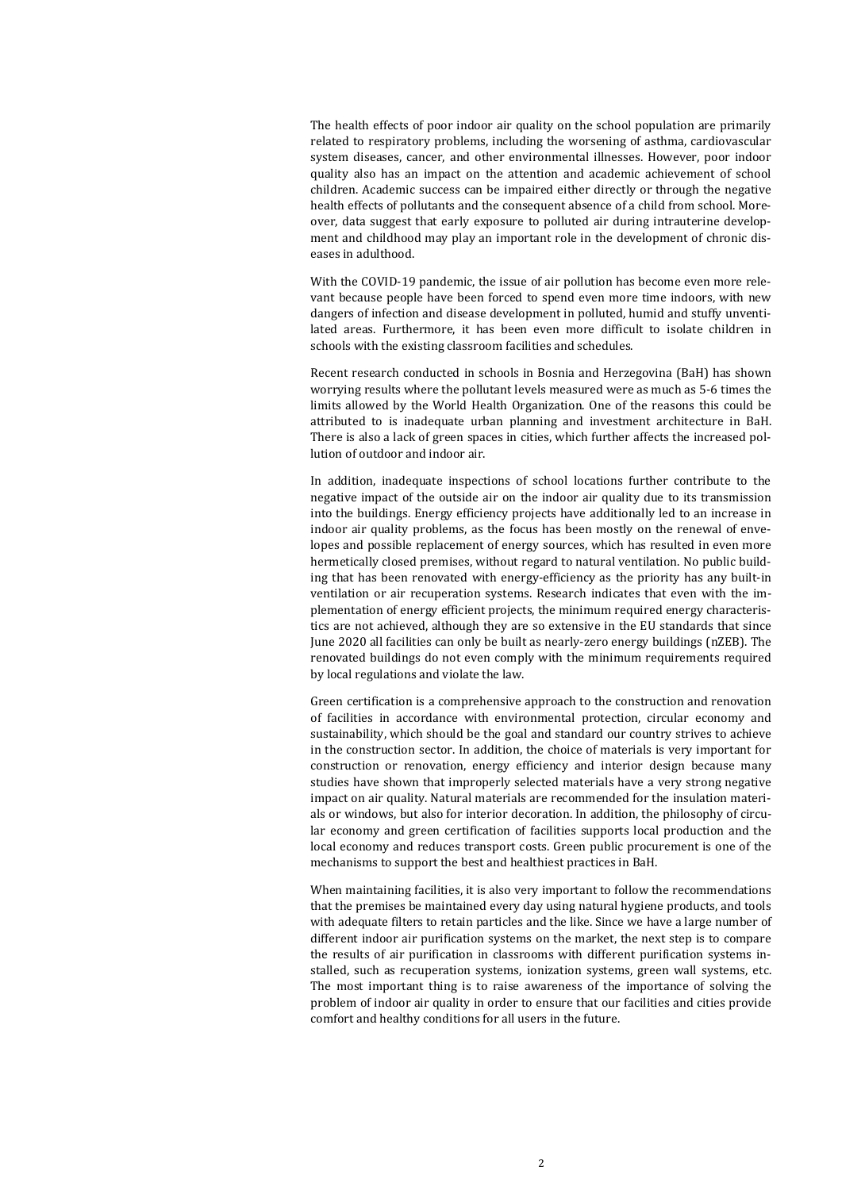The health effects of poor indoor air quality on the school population are primarily related to respiratory problems, including the worsening of asthma, cardiovascular system diseases, cancer, and other environmental illnesses. However, poor indoor quality also has an impact on the attention and academic achievement of school children. Academic success can be impaired either directly or through the negative health effects of pollutants and the consequent absence of a child from school. Moreover, data suggest that early exposure to polluted air during intrauterine development and childhood may play an important role in the development of chronic diseases in adulthood.

With the COVID-19 pandemic, the issue of air pollution has become even more relevant because people have been forced to spend even more time indoors, with new dangers of infection and disease development in polluted, humid and stuffy unventilated areas. Furthermore, it has been even more difficult to isolate children in schools with the existing classroom facilities and schedules.

Recent research conducted in schools in Bosnia and Herzegovina (BaH) has shown worrying results where the pollutant levels measured were as much as 5-6 times the limits allowed by the World Health Organization. One of the reasons this could be attributed to is inadequate urban planning and investment architecture in BaH. There is also a lack of green spaces in cities, which further affects the increased pollution of outdoor and indoor air.

In addition, inadequate inspections of school locations further contribute to the negative impact of the outside air on the indoor air quality due to its transmission into the buildings. Energy efficiency projects have additionally led to an increase in indoor air quality problems, as the focus has been mostly on the renewal of envelopes and possible replacement of energy sources, which has resulted in even more hermetically closed premises, without regard to natural ventilation. No public building that has been renovated with energy-efficiency as the priority has any built-in ventilation or air recuperation systems. Research indicates that even with the implementation of energy efficient projects, the minimum required energy characteristics are not achieved, although they are so extensive in the EU standards that since June 2020 all facilities can only be built as nearly-zero energy buildings (nZEB). The renovated buildings do not even comply with the minimum requirements required by local regulations and violate the law.

Green certification is a comprehensive approach to the construction and renovation of facilities in accordance with environmental protection, circular economy and sustainability, which should be the goal and standard our country strives to achieve in the construction sector. In addition, the choice of materials is very important for construction or renovation, energy efficiency and interior design because many studies have shown that improperly selected materials have a very strong negative impact on air quality. Natural materials are recommended for the insulation materials or windows, but also for interior decoration. In addition, the philosophy of circular economy and green certification of facilities supports local production and the local economy and reduces transport costs. Green public procurement is one of the mechanisms to support the best and healthiest practices in BaH.

When maintaining facilities, it is also very important to follow the recommendations that the premises be maintained every day using natural hygiene products, and tools with adequate filters to retain particles and the like. Since we have a large number of different indoor air purification systems on the market, the next step is to compare the results of air purification in classrooms with different purification systems installed, such as recuperation systems, ionization systems, green wall systems, etc. The most important thing is to raise awareness of the importance of solving the problem of indoor air quality in order to ensure that our facilities and cities provide comfort and healthy conditions for all users in the future.